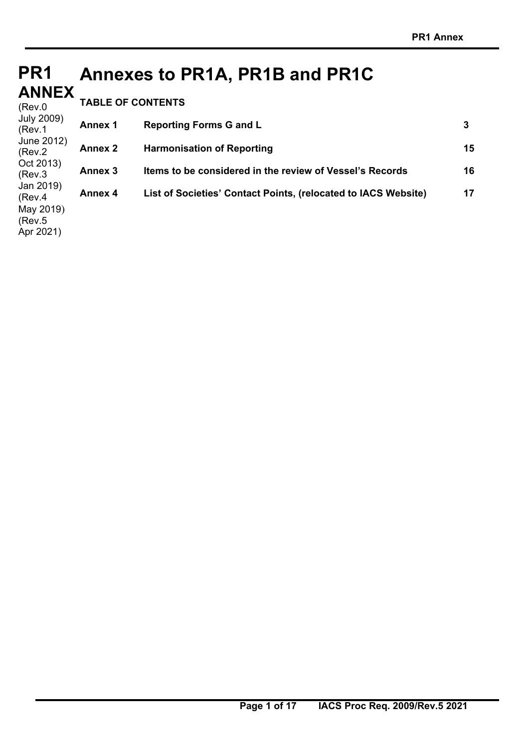# PR1 ANNEX

(Rev.0 July 2009)
(Rev.1 June 2012)
(Rev.2 Oct 2013)
(Rev.3 Jan 2019)
(Rev.4 May 2019)
(Rev.5 Apr 2021)

# Annexes to PR1A, PR1B and PR1C

**TABLE OF CONTENTS**

| | | |
|---|---|---|
| **Annex 1** | **Reporting Forms G and L** | **3** |
| **Annex 2** | **Harmonisation of Reporting** | **15** |
| **Annex 3** | **Items to be considered in the review of Vessel's Records** | **16** |
| **Annex 4** | **List of Societies' Contact Points, (relocated to IACS Website)** | **17** |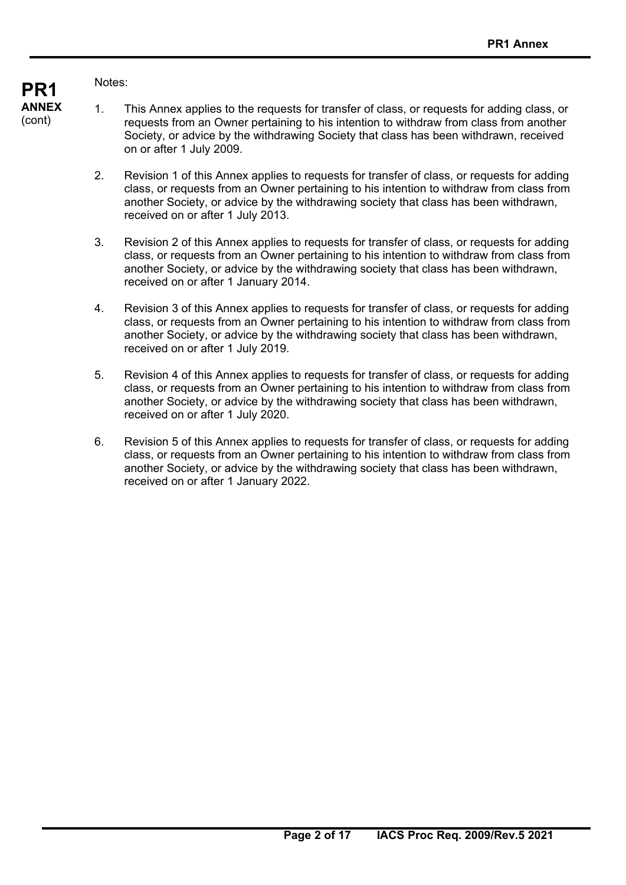Notes:

1. This Annex applies to the requests for transfer of class, or requests for adding class, or requests from an Owner pertaining to his intention to withdraw from class from another Society, or advice by the withdrawing Society that class has been withdrawn, received on or after 1 July 2009.

2. Revision 1 of this Annex applies to requests for transfer of class, or requests for adding class, or requests from an Owner pertaining to his intention to withdraw from class from another Society, or advice by the withdrawing society that class has been withdrawn, received on or after 1 July 2013.

3. Revision 2 of this Annex applies to requests for transfer of class, or requests for adding class, or requests from an Owner pertaining to his intention to withdraw from class from another Society, or advice by the withdrawing society that class has been withdrawn, received on or after 1 January 2014.

4. Revision 3 of this Annex applies to requests for transfer of class, or requests for adding class, or requests from an Owner pertaining to his intention to withdraw from class from another Society, or advice by the withdrawing society that class has been withdrawn, received on or after 1 July 2019.

5. Revision 4 of this Annex applies to requests for transfer of class, or requests for adding class, or requests from an Owner pertaining to his intention to withdraw from class from another Society, or advice by the withdrawing society that class has been withdrawn, received on or after 1 July 2020.

6. Revision 5 of this Annex applies to requests for transfer of class, or requests for adding class, or requests from an Owner pertaining to his intention to withdraw from class from another Society, or advice by the withdrawing society that class has been withdrawn, received on or after 1 January 2022.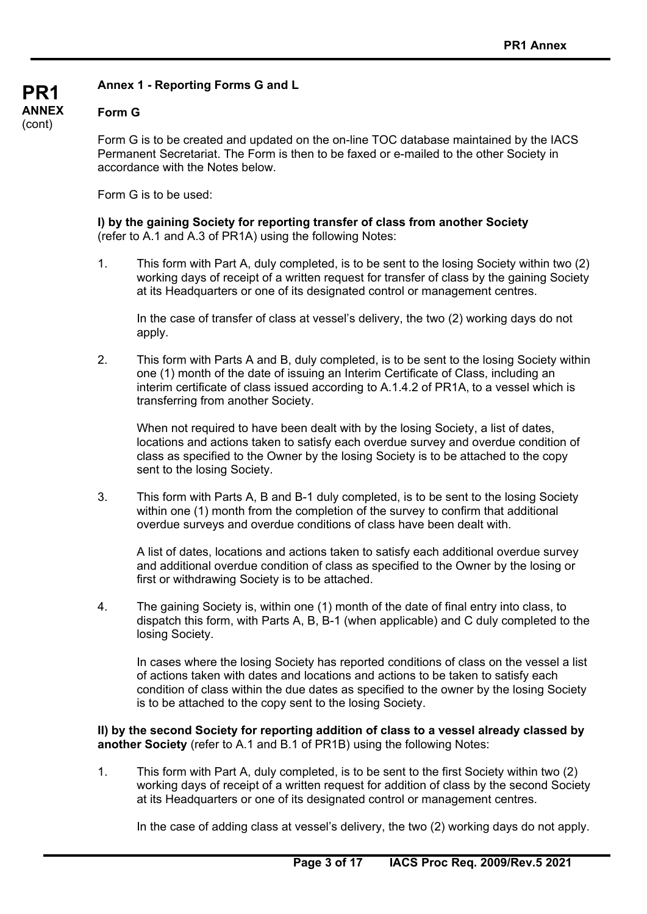**PR1 ANNEX** (cont)

## Annex 1 - Reporting Forms G and L

### Form G

Form G is to be created and updated on the on-line TOC database maintained by the IACS Permanent Secretariat. The Form is then to be faxed or e-mailed to the other Society in accordance with the Notes below.

Form G is to be used:

**I) by the gaining Society for reporting transfer of class from another Society** (refer to A.1 and A.3 of PR1A) using the following Notes:

1. This form with Part A, duly completed, is to be sent to the losing Society within two (2) working days of receipt of a written request for transfer of class by the gaining Society at its Headquarters or one of its designated control or management centres.

   In the case of transfer of class at vessel's delivery, the two (2) working days do not apply.

2. This form with Parts A and B, duly completed, is to be sent to the losing Society within one (1) month of the date of issuing an Interim Certificate of Class, including an interim certificate of class issued according to A.1.4.2 of PR1A, to a vessel which is transferring from another Society.

   When not required to have been dealt with by the losing Society, a list of dates, locations and actions taken to satisfy each overdue survey and overdue condition of class as specified to the Owner by the losing Society is to be attached to the copy sent to the losing Society.

3. This form with Parts A, B and B-1 duly completed, is to be sent to the losing Society within one (1) month from the completion of the survey to confirm that additional overdue surveys and overdue conditions of class have been dealt with.

   A list of dates, locations and actions taken to satisfy each additional overdue survey and additional overdue condition of class as specified to the Owner by the losing or first or withdrawing Society is to be attached.

4. The gaining Society is, within one (1) month of the date of final entry into class, to dispatch this form, with Parts A, B, B-1 (when applicable) and C duly completed to the losing Society.

   In cases where the losing Society has reported conditions of class on the vessel a list of actions taken with dates and locations and actions to be taken to satisfy each condition of class within the due dates as specified to the owner by the losing Society is to be attached to the copy sent to the losing Society.

**II) by the second Society for reporting addition of class to a vessel already classed by another Society** (refer to A.1 and B.1 of PR1B) using the following Notes:

1. This form with Part A, duly completed, is to be sent to the first Society within two (2) working days of receipt of a written request for addition of class by the second Society at its Headquarters or one of its designated control or management centres.

   In the case of adding class at vessel's delivery, the two (2) working days do not apply.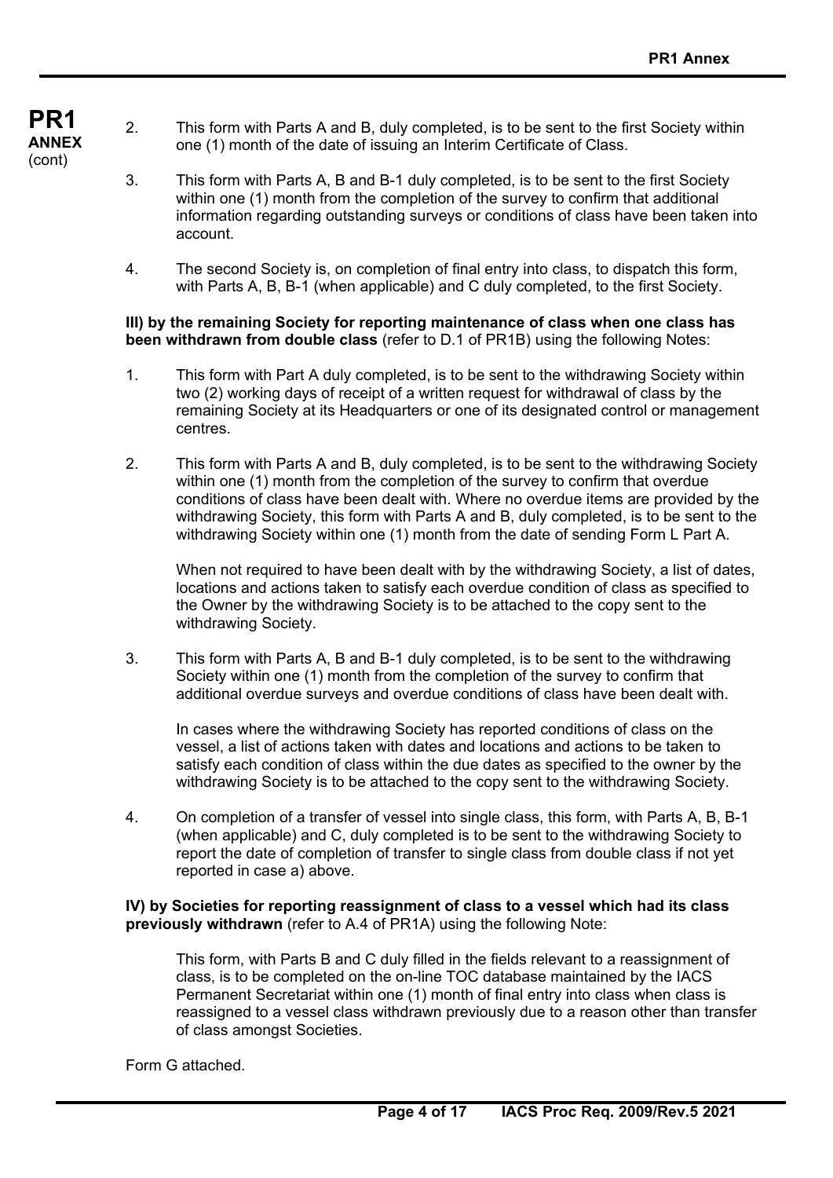2. This form with Parts A and B, duly completed, is to be sent to the first Society within one (1) month of the date of issuing an Interim Certificate of Class.

3. This form with Parts A, B and B-1 duly completed, is to be sent to the first Society within one (1) month from the completion of the survey to confirm that additional information regarding outstanding surveys or conditions of class have been taken into account.

4. The second Society is, on completion of final entry into class, to dispatch this form, with Parts A, B, B-1 (when applicable) and C duly completed, to the first Society.

**III) by the remaining Society for reporting maintenance of class when one class has been withdrawn from double class** (refer to D.1 of PR1B) using the following Notes:

1. This form with Part A duly completed, is to be sent to the withdrawing Society within two (2) working days of receipt of a written request for withdrawal of class by the remaining Society at its Headquarters or one of its designated control or management centres.

2. This form with Parts A and B, duly completed, is to be sent to the withdrawing Society within one (1) month from the completion of the survey to confirm that overdue conditions of class have been dealt with. Where no overdue items are provided by the withdrawing Society, this form with Parts A and B, duly completed, is to be sent to the withdrawing Society within one (1) month from the date of sending Form L Part A.

   When not required to have been dealt with by the withdrawing Society, a list of dates, locations and actions taken to satisfy each overdue condition of class as specified to the Owner by the withdrawing Society is to be attached to the copy sent to the withdrawing Society.

3. This form with Parts A, B and B-1 duly completed, is to be sent to the withdrawing Society within one (1) month from the completion of the survey to confirm that additional overdue surveys and overdue conditions of class have been dealt with.

   In cases where the withdrawing Society has reported conditions of class on the vessel, a list of actions taken with dates and locations and actions to be taken to satisfy each condition of class within the due dates as specified to the owner by the withdrawing Society is to be attached to the copy sent to the withdrawing Society.

4. On completion of a transfer of vessel into single class, this form, with Parts A, B, B-1 (when applicable) and C, duly completed is to be sent to the withdrawing Society to report the date of completion of transfer to single class from double class if not yet reported in case a) above.

**IV) by Societies for reporting reassignment of class to a vessel which had its class previously withdrawn** (refer to A.4 of PR1A) using the following Note:

This form, with Parts B and C duly filled in the fields relevant to a reassignment of class, is to be completed on the on-line TOC database maintained by the IACS Permanent Secretariat within one (1) month of final entry into class when class is reassigned to a vessel class withdrawn previously due to a reason other than transfer of class amongst Societies.

Form G attached.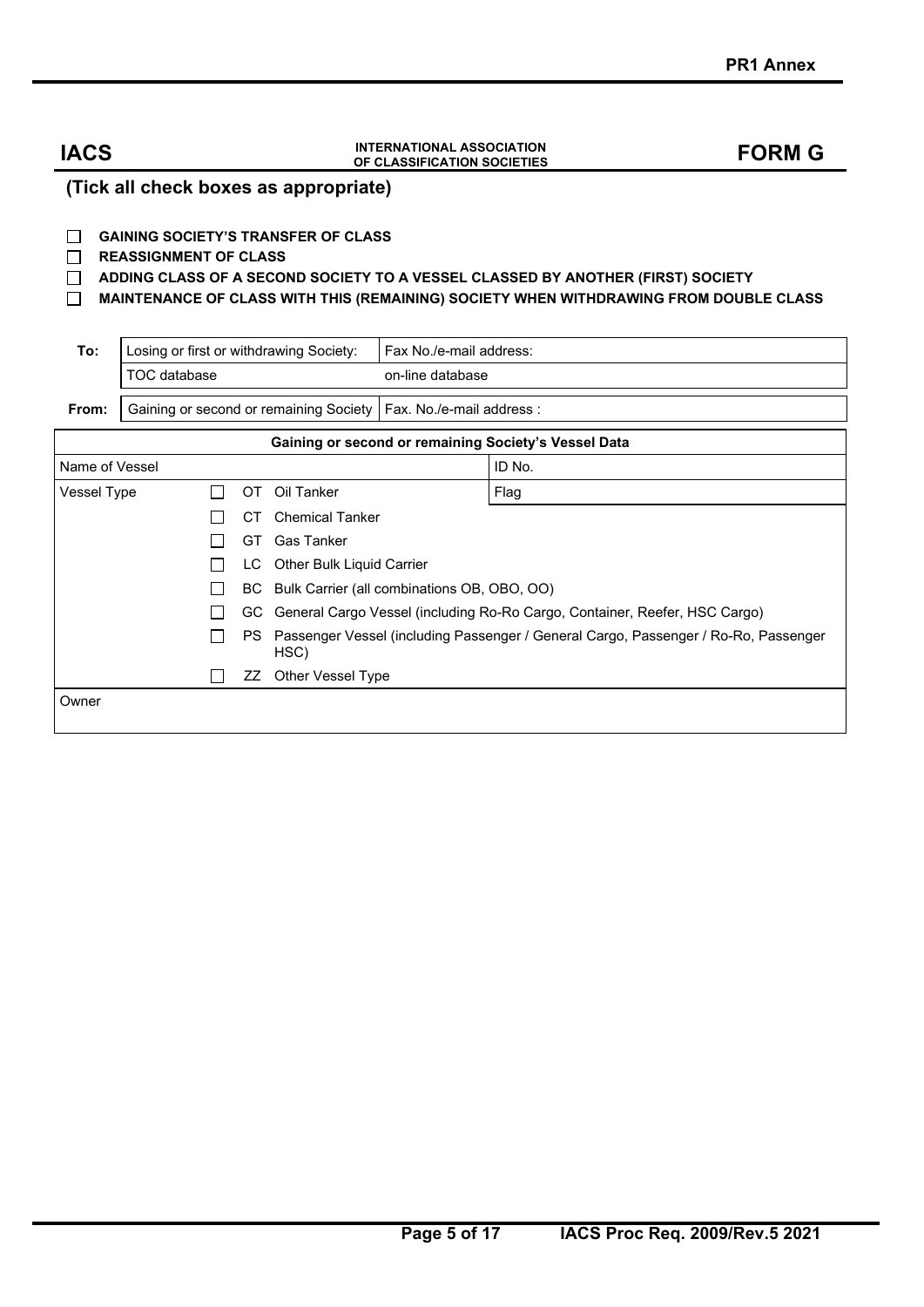**IACS** — INTERNATIONAL ASSOCIATION OF CLASSIFICATION SOCIETIES — **FORM G**

**(Tick all check boxes as appropriate)**

- ☐ **GAINING SOCIETY'S TRANSFER OF CLASS**
- ☐ **REASSIGNMENT OF CLASS**
- ☐ **ADDING CLASS OF A SECOND SOCIETY TO A VESSEL CLASSED BY ANOTHER (FIRST) SOCIETY**
- ☐ **MAINTENANCE OF CLASS WITH THIS (REMAINING) SOCIETY WHEN WITHDRAWING FROM DOUBLE CLASS**

| | | |
|---|---|---|
| **To:** | Losing or first or withdrawing Society: | Fax No./e-mail address: |
| | TOC database | on-line database |
| **From:** | Gaining or second or remaining Society | Fax. No./e-mail address : |

| **Gaining or second or remaining Society's Vessel Data** | | | | |
|---|---|---|---|---|
| Name of Vessel | | | | ID No. |
| Vessel Type | ☐ | OT | Oil Tanker | Flag |
| | ☐ | CT | Chemical Tanker | |
| | ☐ | GT | Gas Tanker | |
| | ☐ | LC | Other Bulk Liquid Carrier | |
| | ☐ | BC | Bulk Carrier (all combinations OB, OBO, OO) | |
| | ☐ | GC | General Cargo Vessel (including Ro-Ro Cargo, Container, Reefer, HSC Cargo) | |
| | ☐ | PS | Passenger Vessel (including Passenger / General Cargo, Passenger / Ro-Ro, Passenger HSC) | |
| | ☐ | ZZ | Other Vessel Type | |
| Owner | | | | |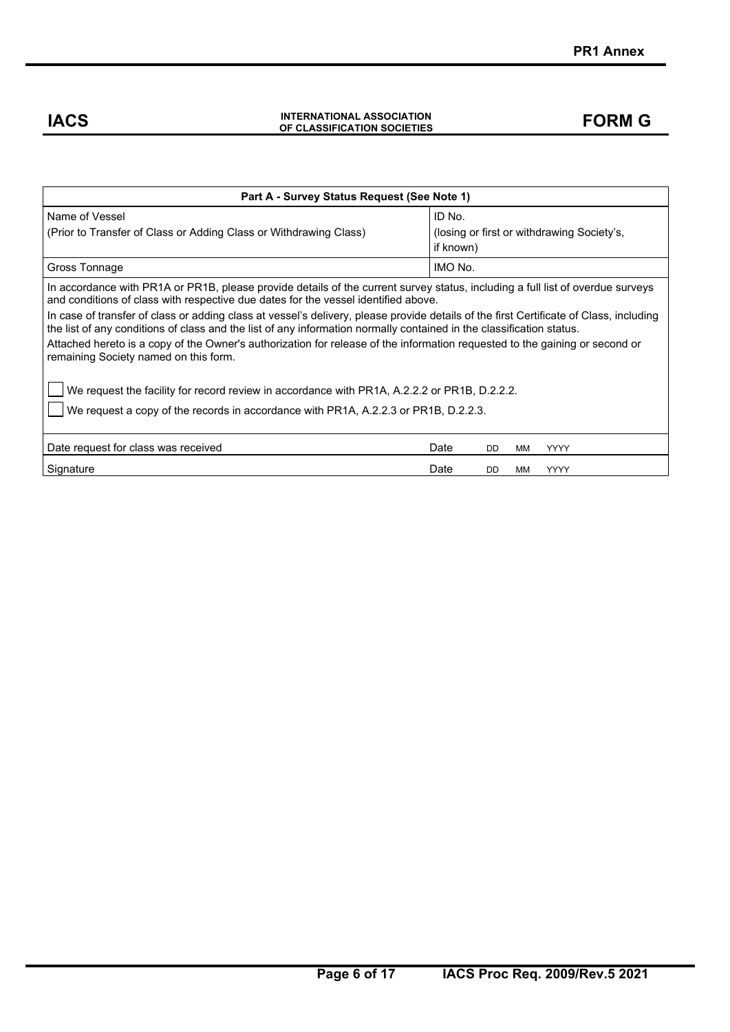**IACS** INTERNATIONAL ASSOCIATION OF CLASSIFICATION SOCIETIES **FORM G**

| **Part A - Survey Status Request (See Note 1)** | |
|---|---|
| Name of Vessel<br>(Prior to Transfer of Class or Adding Class or Withdrawing Class) | ID No.<br>(losing or first or withdrawing Society's, if known) |
| Gross Tonnage | IMO No. |
| In accordance with PR1A or PR1B, please provide details of the current survey status, including a full list of overdue surveys and conditions of class with respective due dates for the vessel identified above.<br>In case of transfer of class or adding class at vessel's delivery, please provide details of the first Certificate of Class, including the list of any conditions of class and the list of any information normally contained in the classification status.<br>Attached hereto is a copy of the Owner's authorization for release of the information requested to the gaining or second or remaining Society named on this form.<br>☐ We request the facility for record review in accordance with PR1A, A.2.2.2 or PR1B, D.2.2.2.<br>☐ We request a copy of the records in accordance with PR1A, A.2.2.3 or PR1B, D.2.2.3. | |
| Date request for class was received | Date DD MM YYYY |
| Signature | Date DD MM YYYY |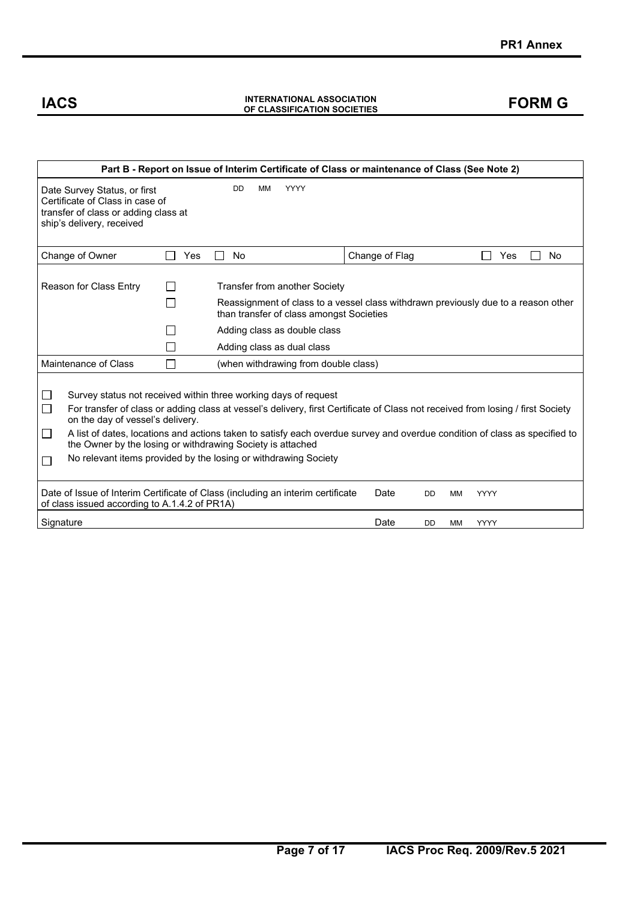**IACS** | **INTERNATIONAL ASSOCIATION OF CLASSIFICATION SOCIETIES** | **FORM G**

| **Part B - Report on Issue of Interim Certificate of Class or maintenance of Class (See Note 2)** | | | |
|---|---|---|---|
| Date Survey Status, or first Certificate of Class in case of transfer of class or adding class at ship's delivery, received | DD MM YYYY | | |
| Change of Owner | ☐ Yes ☐ No | Change of Flag | ☐ Yes ☐ No |
| Reason for Class Entry | ☐ | Transfer from another Society | |
| | ☐ | Reassignment of class to a vessel class withdrawn previously due to a reason other than transfer of class amongst Societies | |
| | ☐ | Adding class as double class | |
| | ☐ | Adding class as dual class | |
| Maintenance of Class | ☐ | (when withdrawing from double class) | |

☐ Survey status not received within three working days of request

☐ For transfer of class or adding class at vessel's delivery, first Certificate of Class not received from losing / first Society on the day of vessel's delivery.

☐ A list of dates, locations and actions taken to satisfy each overdue survey and overdue condition of class as specified to the Owner by the losing or withdrawing Society is attached

☐ No relevant items provided by the losing or withdrawing Society

| | | |
|---|---|---|
| Date of Issue of Interim Certificate of Class (including an interim certificate of class issued according to A.1.4.2 of PR1A) | Date | DD MM YYYY |
| Signature | Date | DD MM YYYY |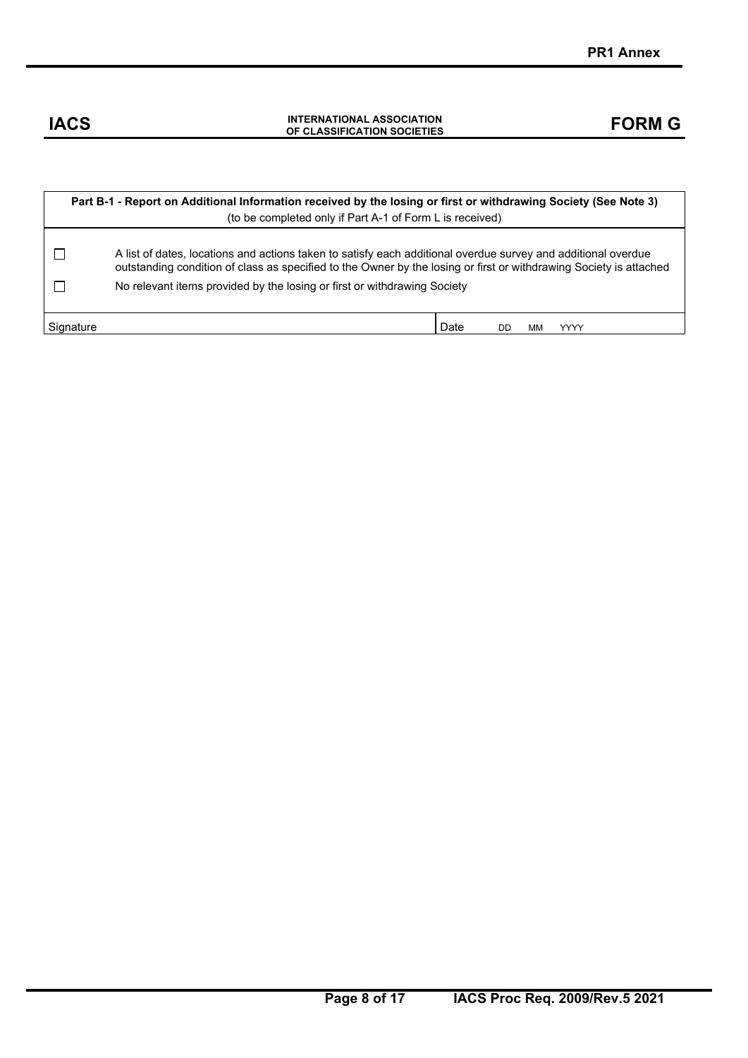**IACS** | **INTERNATIONAL ASSOCIATION OF CLASSIFICATION SOCIETIES** | **FORM G**

| **Part B-1 - Report on Additional Information received by the losing or first or withdrawing Society (See Note 3)**<br>(to be completed only if Part A-1 of Form L is received) | |
|---|---|
| ☐ | A list of dates, locations and actions taken to satisfy each additional overdue survey and additional overdue outstanding condition of class as specified to the Owner by the losing or first or withdrawing Society is attached |
| ☐ | No relevant items provided by the losing or first or withdrawing Society |
| Signature | Date DD MM YYYY |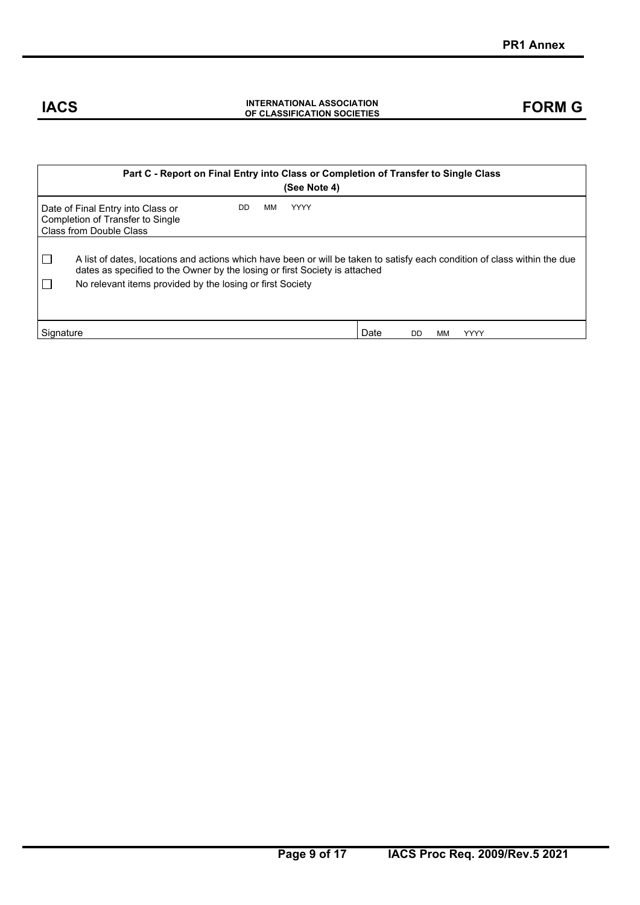**IACS** INTERNATIONAL ASSOCIATION OF CLASSIFICATION SOCIETIES **FORM G**

| **Part C - Report on Final Entry into Class or Completion of Transfer to Single Class (See Note 4)** | |
|---|---|
| Date of Final Entry into Class or Completion of Transfer to Single Class from Double Class | DD MM YYYY |
| ☐ A list of dates, locations and actions which have been or will be taken to satisfy each condition of class within the due dates as specified to the Owner by the losing or first Society is attached<br>☐ No relevant items provided by the losing or first Society | |
| Signature | Date DD MM YYYY |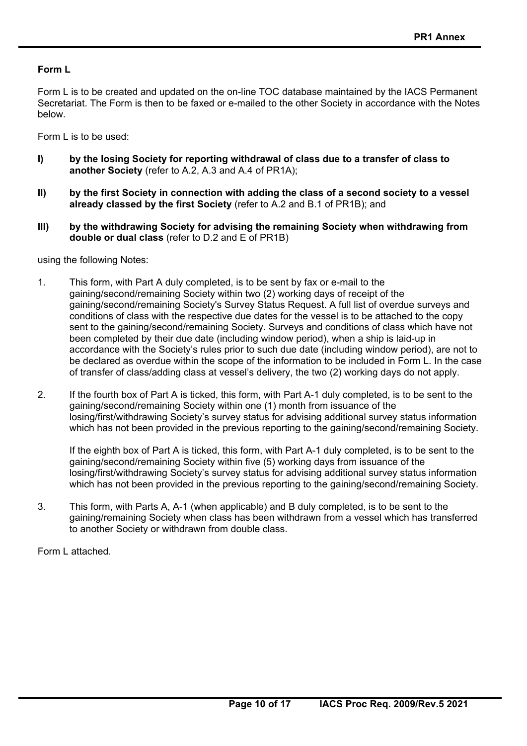## Form L

Form L is to be created and updated on the on-line TOC database maintained by the IACS Permanent Secretariat. The Form is then to be faxed or e-mailed to the other Society in accordance with the Notes below.

Form L is to be used:

**I) by the losing Society for reporting withdrawal of class due to a transfer of class to another Society** (refer to A.2, A.3 and A.4 of PR1A);

**II) by the first Society in connection with adding the class of a second society to a vessel already classed by the first Society** (refer to A.2 and B.1 of PR1B); and

**III) by the withdrawing Society for advising the remaining Society when withdrawing from double or dual class** (refer to D.2 and E of PR1B)

using the following Notes:

1. This form, with Part A duly completed, is to be sent by fax or e-mail to the gaining/second/remaining Society within two (2) working days of receipt of the gaining/second/remaining Society's Survey Status Request. A full list of overdue surveys and conditions of class with the respective due dates for the vessel is to be attached to the copy sent to the gaining/second/remaining Society. Surveys and conditions of class which have not been completed by their due date (including window period), when a ship is laid-up in accordance with the Society's rules prior to such due date (including window period), are not to be declared as overdue within the scope of the information to be included in Form L. In the case of transfer of class/adding class at vessel's delivery, the two (2) working days do not apply.

2. If the fourth box of Part A is ticked, this form, with Part A-1 duly completed, is to be sent to the gaining/second/remaining Society within one (1) month from issuance of the losing/first/withdrawing Society's survey status for advising additional survey status information which has not been provided in the previous reporting to the gaining/second/remaining Society.

   If the eighth box of Part A is ticked, this form, with Part A-1 duly completed, is to be sent to the gaining/second/remaining Society within five (5) working days from issuance of the losing/first/withdrawing Society's survey status for advising additional survey status information which has not been provided in the previous reporting to the gaining/second/remaining Society.

3. This form, with Parts A, A-1 (when applicable) and B duly completed, is to be sent to the gaining/remaining Society when class has been withdrawn from a vessel which has transferred to another Society or withdrawn from double class.

Form L attached.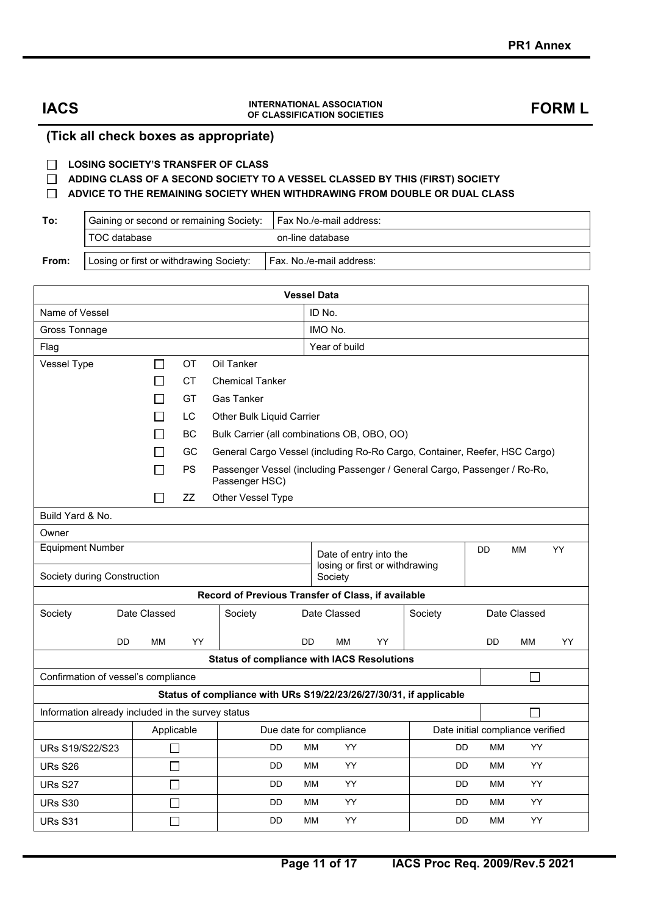**IACS** — INTERNATIONAL ASSOCIATION OF CLASSIFICATION SOCIETIES — **FORM L**

### (Tick all check boxes as appropriate)

☐ **LOSING SOCIETY'S TRANSFER OF CLASS**
☐ **ADDING CLASS OF A SECOND SOCIETY TO A VESSEL CLASSED BY THIS (FIRST) SOCIETY**
☐ **ADVICE TO THE REMAINING SOCIETY WHEN WITHDRAWING FROM DOUBLE OR DUAL CLASS**

| | | |
|---|---|---|
| **To:** | Gaining or second or remaining Society: | Fax No./e-mail address: |
| | TOC database | on-line database |
| **From:** | Losing or first or withdrawing Society: | Fax. No./e-mail address: |

| **Vessel Data** | | | |
|---|---|---|---|
| Name of Vessel | | ID No. | |
| Gross Tonnage | | IMO No. | |
| Flag | | Year of build | |
| Vessel Type | ☐ | OT | Oil Tanker |
| | ☐ | CT | Chemical Tanker |
| | ☐ | GT | Gas Tanker |
| | ☐ | LC | Other Bulk Liquid Carrier |
| | ☐ | BC | Bulk Carrier (all combinations OB, OBO, OO) |
| | ☐ | GC | General Cargo Vessel (including Ro-Ro Cargo, Container, Reefer, HSC Cargo) |
| | ☐ | PS | Passenger Vessel (including Passenger / General Cargo, Passenger / Ro-Ro, Passenger HSC) |
| | ☐ | ZZ | Other Vessel Type |
| Build Yard & No. | | | |
| Owner | | | |
| Equipment Number | | Date of entry into the losing or first or withdrawing Society | DD MM YY |
| Society during Construction | | | |

| **Record of Previous Transfer of Class, if available** | | | | | |
|---|---|---|---|---|---|
| Society | Date Classed | Society | Date Classed | Society | Date Classed |
| | DD MM YY | | DD MM YY | | DD MM YY |

| **Status of compliance with IACS Resolutions** | |
|---|---|
| Confirmation of vessel's compliance | ☐ |

| **Status of compliance with URs S19/22/23/26/27/30/31, if applicable** | | | |
|---|---|---|---|
| Information already included in the survey status | | | ☐ |
| | Applicable | Due date for compliance | Date initial compliance verified |
| URs S19/S22/S23 | ☐ | DD MM YY | DD MM YY |
| URs S26 | ☐ | DD MM YY | DD MM YY |
| URs S27 | ☐ | DD MM YY | DD MM YY |
| URs S30 | ☐ | DD MM YY | DD MM YY |
| URs S31 | ☐ | DD MM YY | DD MM YY |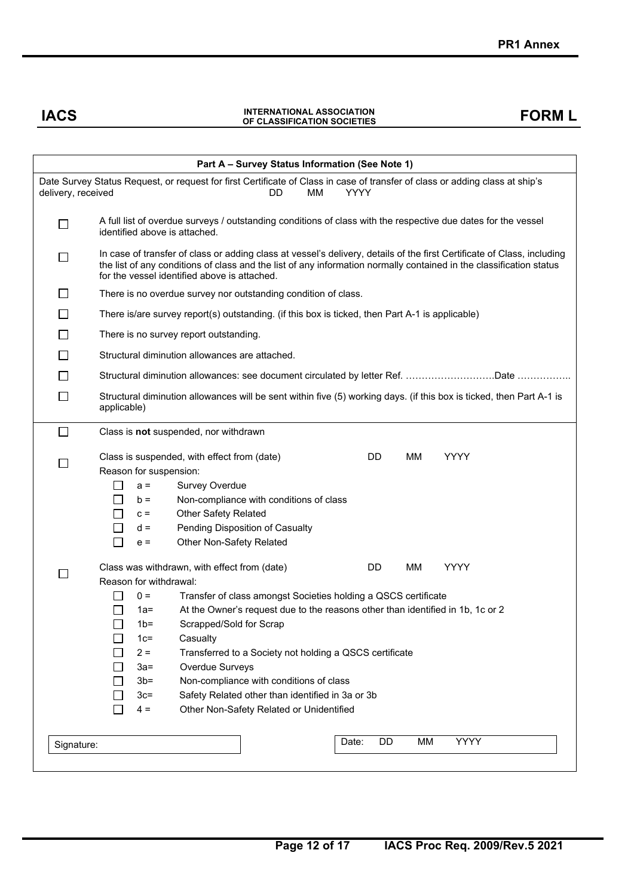**IACS** **INTERNATIONAL ASSOCIATION OF CLASSIFICATION SOCIETIES** **FORM L**

### Part A – Survey Status Information (See Note 1)

Date Survey Status Request, or request for first Certificate of Class in case of transfer of class or adding class at ship's delivery, received DD MM YYYY

☐ A full list of overdue surveys / outstanding conditions of class with the respective due dates for the vessel identified above is attached.

☐ In case of transfer of class or adding class at vessel's delivery, details of the first Certificate of Class, including the list of any conditions of class and the list of any information normally contained in the classification status for the vessel identified above is attached.

☐ There is no overdue survey nor outstanding condition of class.

☐ There is/are survey report(s) outstanding. (if this box is ticked, then Part A-1 is applicable)

☐ There is no survey report outstanding.

☐ Structural diminution allowances are attached.

☐ Structural diminution allowances: see document circulated by letter Ref. ……………………….Date ……………..

☐ Structural diminution allowances will be sent within five (5) working days. (if this box is ticked, then Part A-1 is applicable)

☐ Class is **not** suspended, nor withdrawn

☐ Class is suspended, with effect from (date) DD MM YYYY

Reason for suspension:

- ☐ a = Survey Overdue
- ☐ b = Non-compliance with conditions of class
- ☐ c = Other Safety Related
- ☐ d = Pending Disposition of Casualty
- ☐ e = Other Non-Safety Related

☐ Class was withdrawn, with effect from (date) DD MM YYYY

Reason for withdrawal:

- ☐ 0 = Transfer of class amongst Societies holding a QSCS certificate
- ☐ 1a= At the Owner's request due to the reasons other than identified in 1b, 1c or 2
- ☐ 1b= Scrapped/Sold for Scrap
- ☐ 1c= Casualty
- ☐ 2 = Transferred to a Society not holding a QSCS certificate
- ☐ 3a= Overdue Surveys
- ☐ 3b= Non-compliance with conditions of class
- ☐ 3c= Safety Related other than identified in 3a or 3b
- ☐ 4 = Other Non-Safety Related or Unidentified

Signature: Date: DD MM YYYY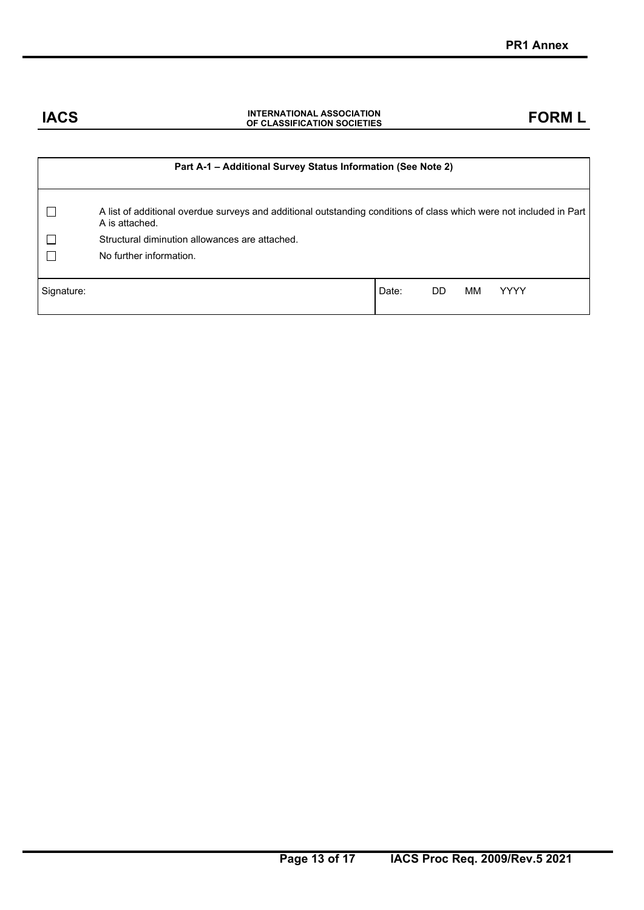**IACS** | **INTERNATIONAL ASSOCIATION OF CLASSIFICATION SOCIETIES** | **FORM L**

| **Part A-1 – Additional Survey Status Information (See Note 2)** | | |
|---|---|---|
| ☐ | A list of additional overdue surveys and additional outstanding conditions of class which were not included in Part A is attached. | |
| ☐ | Structural diminution allowances are attached. | |
| ☐ | No further information. | |
| Signature: | | Date: DD MM YYYY |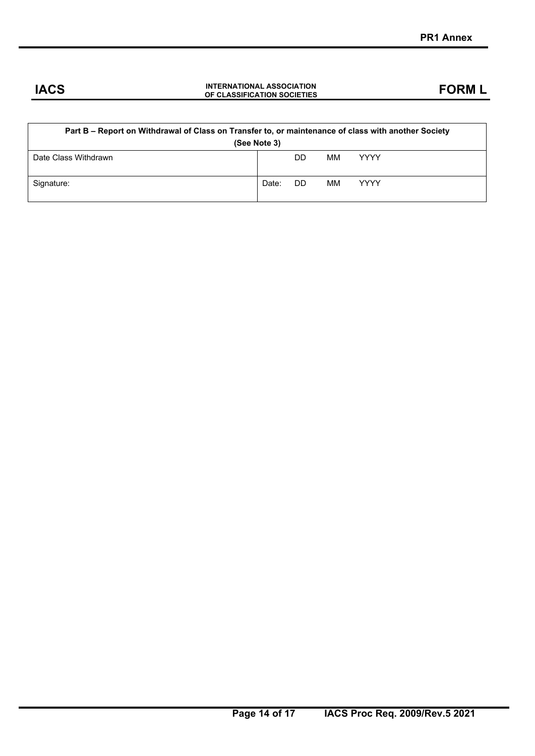**IACS** INTERNATIONAL ASSOCIATION OF CLASSIFICATION SOCIETIES **FORM L**

| Part B – Report on Withdrawal of Class on Transfer to, or maintenance of class with another Society (See Note 3) | |
|---|---|
| Date Class Withdrawn | DD MM YYYY |
| Signature: | Date: DD MM YYYY |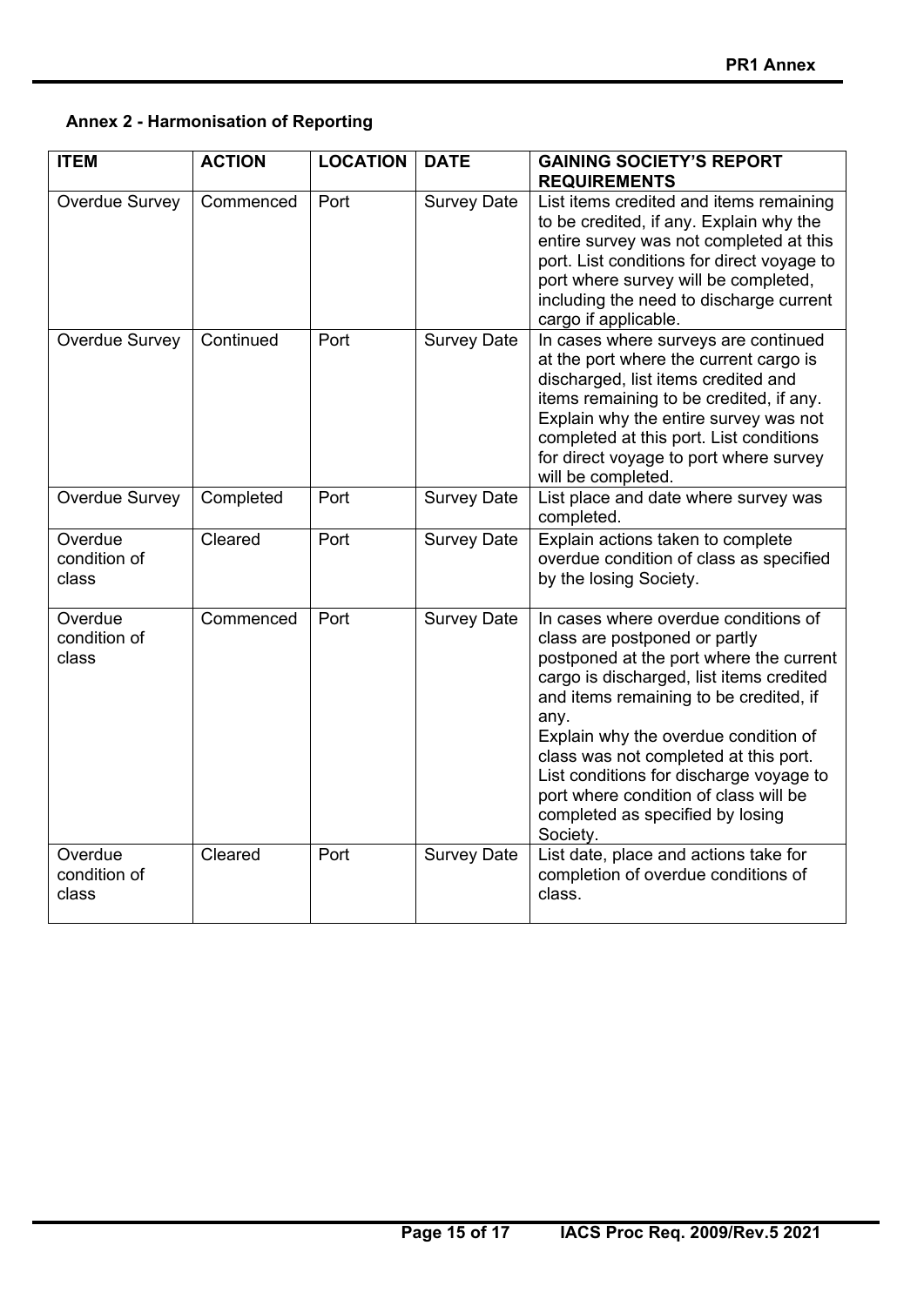## Annex 2 - Harmonisation of Reporting

| ITEM | ACTION | LOCATION | DATE | GAINING SOCIETY'S REPORT REQUIREMENTS |
|---|---|---|---|---|
| Overdue Survey | Commenced | Port | Survey Date | List items credited and items remaining to be credited, if any. Explain why the entire survey was not completed at this port. List conditions for direct voyage to port where survey will be completed, including the need to discharge current cargo if applicable. |
| Overdue Survey | Continued | Port | Survey Date | In cases where surveys are continued at the port where the current cargo is discharged, list items credited and items remaining to be credited, if any. Explain why the entire survey was not completed at this port. List conditions for direct voyage to port where survey will be completed. |
| Overdue Survey | Completed | Port | Survey Date | List place and date where survey was completed. |
| Overdue condition of class | Cleared | Port | Survey Date | Explain actions taken to complete overdue condition of class as specified by the losing Society. |
| Overdue condition of class | Commenced | Port | Survey Date | In cases where overdue conditions of class are postponed or partly postponed at the port where the current cargo is discharged, list items credited and items remaining to be credited, if any.<br>Explain why the overdue condition of class was not completed at this port. List conditions for discharge voyage to port where condition of class will be completed as specified by losing Society. |
| Overdue condition of class | Cleared | Port | Survey Date | List date, place and actions take for completion of overdue conditions of class. |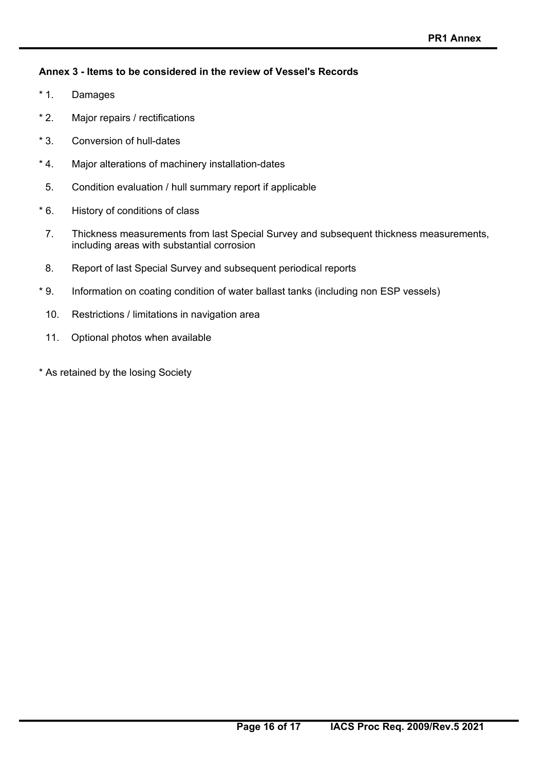**Annex 3 - Items to be considered in the review of Vessel's Records**

\* 1. Damages

\* 2. Major repairs / rectifications

\* 3. Conversion of hull-dates

\* 4. Major alterations of machinery installation-dates

5. Condition evaluation / hull summary report if applicable

\* 6. History of conditions of class

7. Thickness measurements from last Special Survey and subsequent thickness measurements, including areas with substantial corrosion

8. Report of last Special Survey and subsequent periodical reports

\* 9. Information on coating condition of water ballast tanks (including non ESP vessels)

10. Restrictions / limitations in navigation area

11. Optional photos when available

\* As retained by the losing Society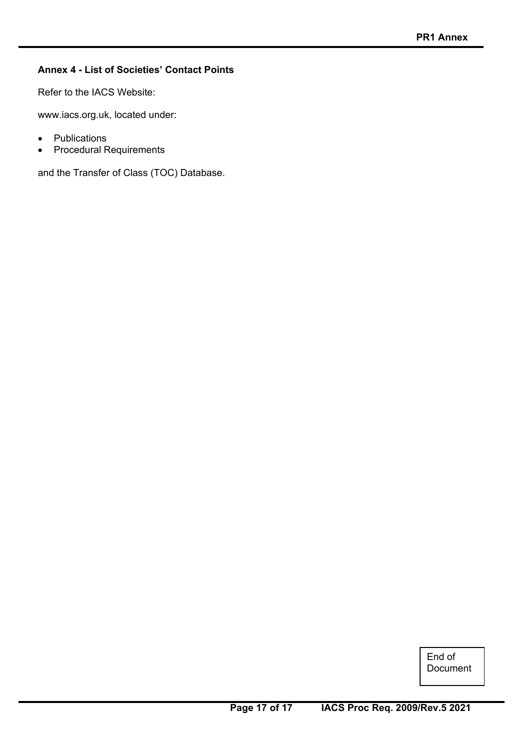**Annex 4 - List of Societies' Contact Points**

Refer to the IACS Website:

www.iacs.org.uk, located under:

- Publications
- Procedural Requirements

and the Transfer of Class (TOC) Database.

End of Document